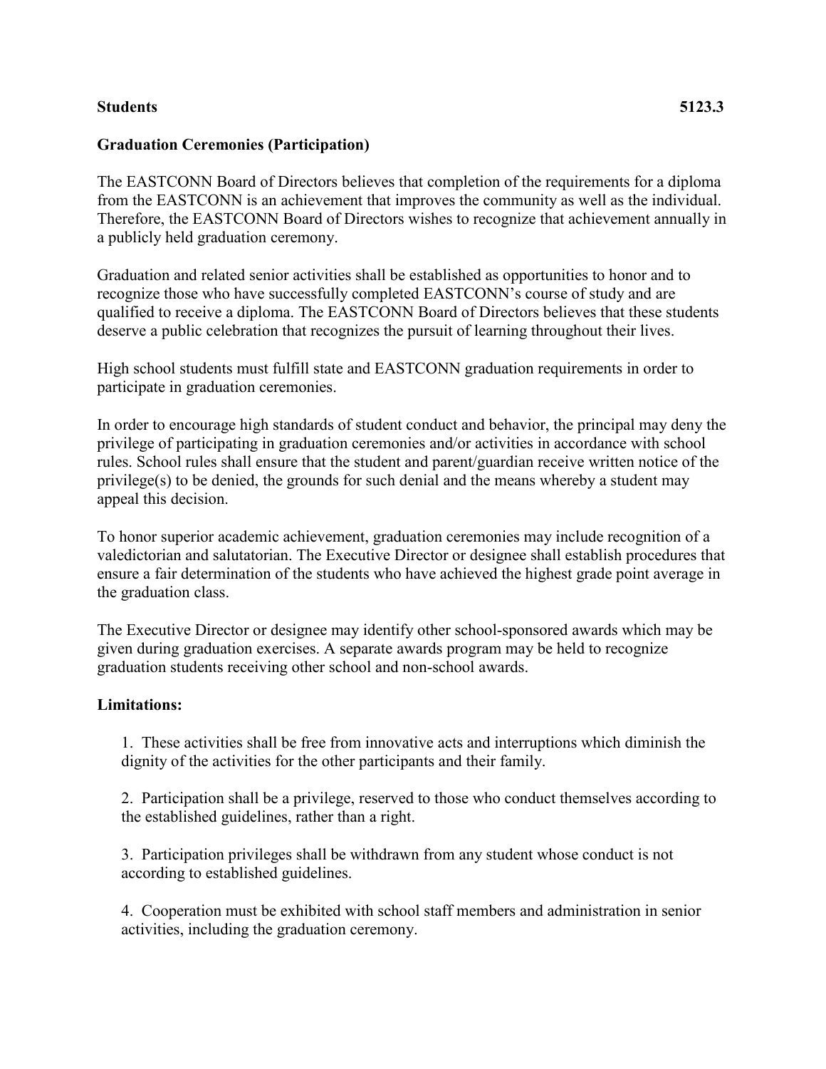**Students** **5123.3**

**Graduation Ceremonies (Participation)**

The EASTCONN Board of Directors believes that completion of the requirements for a diploma from the EASTCONN is an achievement that improves the community as well as the individual. Therefore, the EASTCONN Board of Directors wishes to recognize that achievement annually in a publicly held graduation ceremony.

Graduation and related senior activities shall be established as opportunities to honor and to recognize those who have successfully completed EASTCONN's course of study and are qualified to receive a diploma. The EASTCONN Board of Directors believes that these students deserve a public celebration that recognizes the pursuit of learning throughout their lives.

High school students must fulfill state and EASTCONN graduation requirements in order to participate in graduation ceremonies.

In order to encourage high standards of student conduct and behavior, the principal may deny the privilege of participating in graduation ceremonies and/or activities in accordance with school rules. School rules shall ensure that the student and parent/guardian receive written notice of the privilege(s) to be denied, the grounds for such denial and the means whereby a student may appeal this decision.

To honor superior academic achievement, graduation ceremonies may include recognition of a valedictorian and salutatorian. The Executive Director or designee shall establish procedures that ensure a fair determination of the students who have achieved the highest grade point average in the graduation class.

The Executive Director or designee may identify other school-sponsored awards which may be given during graduation exercises. A separate awards program may be held to recognize graduation students receiving other school and non-school awards.

**Limitations:**

1. These activities shall be free from innovative acts and interruptions which diminish the dignity of the activities for the other participants and their family.

2. Participation shall be a privilege, reserved to those who conduct themselves according to the established guidelines, rather than a right.

3. Participation privileges shall be withdrawn from any student whose conduct is not according to established guidelines.

4. Cooperation must be exhibited with school staff members and administration in senior activities, including the graduation ceremony.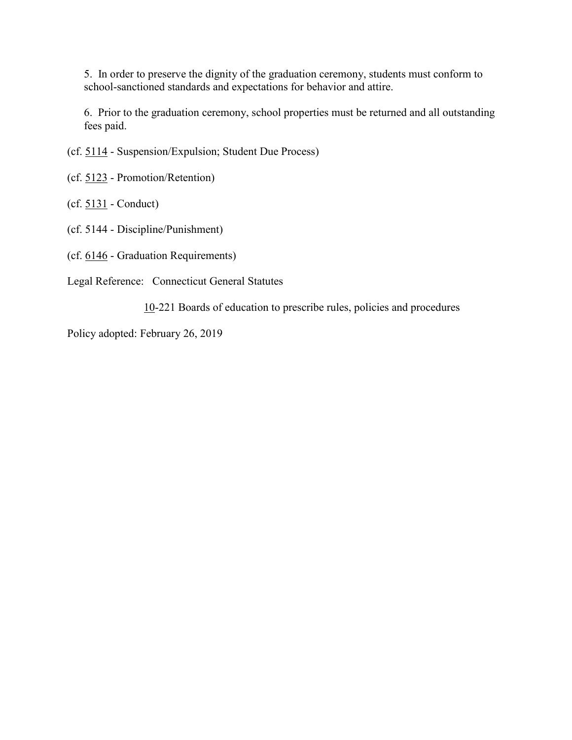5. In order to preserve the dignity of the graduation ceremony, students must conform to school-sanctioned standards and expectations for behavior and attire.

6. Prior to the graduation ceremony, school properties must be returned and all outstanding fees paid.

(cf. 5114 - Suspension/Expulsion; Student Due Process)

(cf. 5123 - Promotion/Retention)

(cf. 5131 - Conduct)

(cf. 5144 - Discipline/Punishment)

(cf. 6146 - Graduation Requirements)

Legal Reference: Connecticut General Statutes

10-221 Boards of education to prescribe rules, policies and procedures

Policy adopted: February 26, 2019